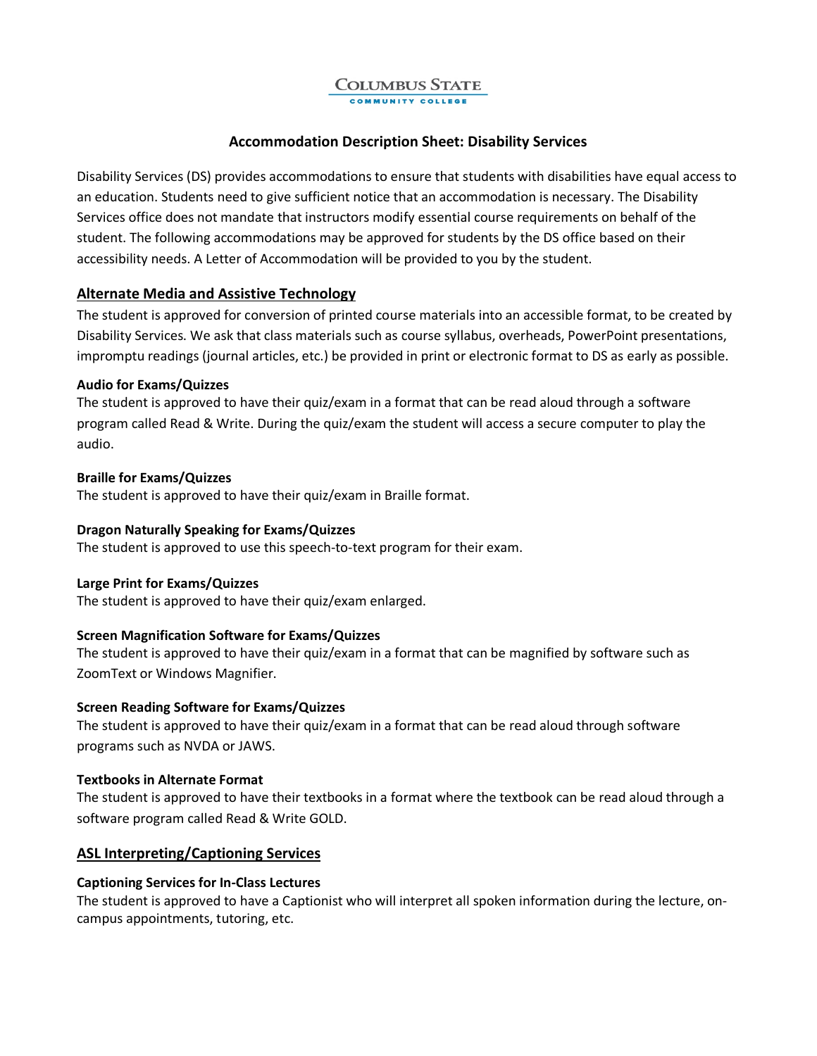COLUMBUS STATE COMMUNITY COLLEGE

# Accommodation Description Sheet: Disability Services

Disability Services (DS) provides accommodations to ensure that students with disabilities have equal access to an education. Students need to give sufficient notice that an accommodation is necessary. The Disability Services office does not mandate that instructors modify essential course requirements on behalf of the student. The following accommodations may be approved for students by the DS office based on their accessibility needs. A Letter of Accommodation will be provided to you by the student.

## Alternate Media and Assistive Technology

The student is approved for conversion of printed course materials into an accessible format, to be created by Disability Services. We ask that class materials such as course syllabus, overheads, PowerPoint presentations, impromptu readings (journal articles, etc.) be provided in print or electronic format to DS as early as possible.

### Audio for Exams/Quizzes

The student is approved to have their quiz/exam in a format that can be read aloud through a software program called Read & Write. During the quiz/exam the student will access a secure computer to play the audio.

### Braille for Exams/Quizzes

The student is approved to have their quiz/exam in Braille format.

### Dragon Naturally Speaking for Exams/Quizzes

The student is approved to use this speech-to-text program for their exam.

### Large Print for Exams/Quizzes

The student is approved to have their quiz/exam enlarged.

### Screen Magnification Software for Exams/Quizzes

The student is approved to have their quiz/exam in a format that can be magnified by software such as ZoomText or Windows Magnifier.

### Screen Reading Software for Exams/Quizzes

The student is approved to have their quiz/exam in a format that can be read aloud through software programs such as NVDA or JAWS.

### Textbooks in Alternate Format

The student is approved to have their textbooks in a format where the textbook can be read aloud through a software program called Read & Write GOLD.

## ASL Interpreting/Captioning Services

### Captioning Services for In-Class Lectures

The student is approved to have a Captionist who will interpret all spoken information during the lecture, on-campus appointments, tutoring, etc.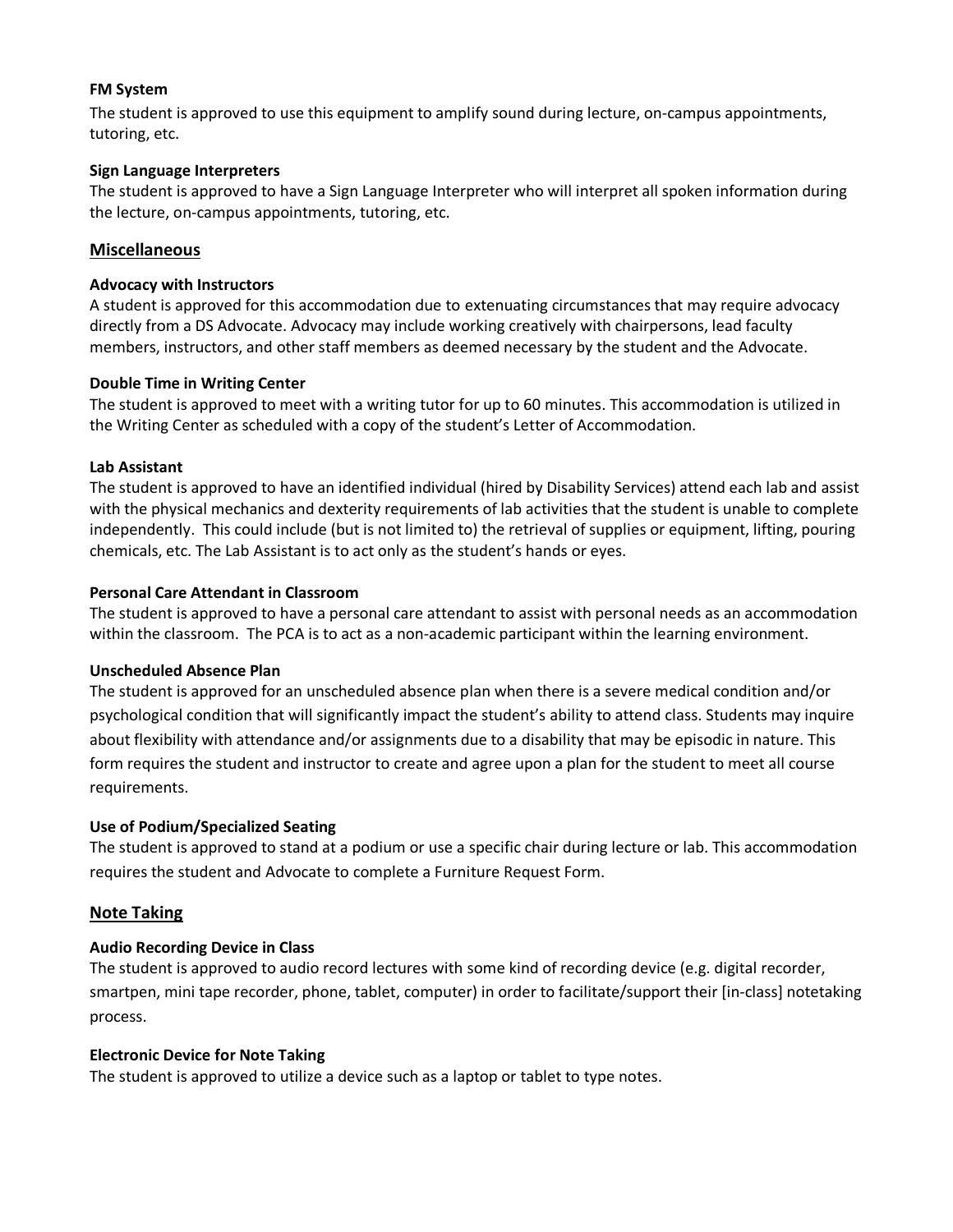**FM System**

The student is approved to use this equipment to amplify sound during lecture, on-campus appointments, tutoring, etc.

**Sign Language Interpreters**

The student is approved to have a Sign Language Interpreter who will interpret all spoken information during the lecture, on-campus appointments, tutoring, etc.

## Miscellaneous

**Advocacy with Instructors**

A student is approved for this accommodation due to extenuating circumstances that may require advocacy directly from a DS Advocate. Advocacy may include working creatively with chairpersons, lead faculty members, instructors, and other staff members as deemed necessary by the student and the Advocate.

**Double Time in Writing Center**

The student is approved to meet with a writing tutor for up to 60 minutes. This accommodation is utilized in the Writing Center as scheduled with a copy of the student's Letter of Accommodation.

**Lab Assistant**

The student is approved to have an identified individual (hired by Disability Services) attend each lab and assist with the physical mechanics and dexterity requirements of lab activities that the student is unable to complete independently. This could include (but is not limited to) the retrieval of supplies or equipment, lifting, pouring chemicals, etc. The Lab Assistant is to act only as the student's hands or eyes.

**Personal Care Attendant in Classroom**

The student is approved to have a personal care attendant to assist with personal needs as an accommodation within the classroom. The PCA is to act as a non-academic participant within the learning environment.

**Unscheduled Absence Plan**

The student is approved for an unscheduled absence plan when there is a severe medical condition and/or psychological condition that will significantly impact the student's ability to attend class. Students may inquire about flexibility with attendance and/or assignments due to a disability that may be episodic in nature. This form requires the student and instructor to create and agree upon a plan for the student to meet all course requirements.

**Use of Podium/Specialized Seating**

The student is approved to stand at a podium or use a specific chair during lecture or lab. This accommodation requires the student and Advocate to complete a Furniture Request Form.

## Note Taking

**Audio Recording Device in Class**

The student is approved to audio record lectures with some kind of recording device (e.g. digital recorder, smartpen, mini tape recorder, phone, tablet, computer) in order to facilitate/support their [in-class] notetaking process.

**Electronic Device for Note Taking**

The student is approved to utilize a device such as a laptop or tablet to type notes.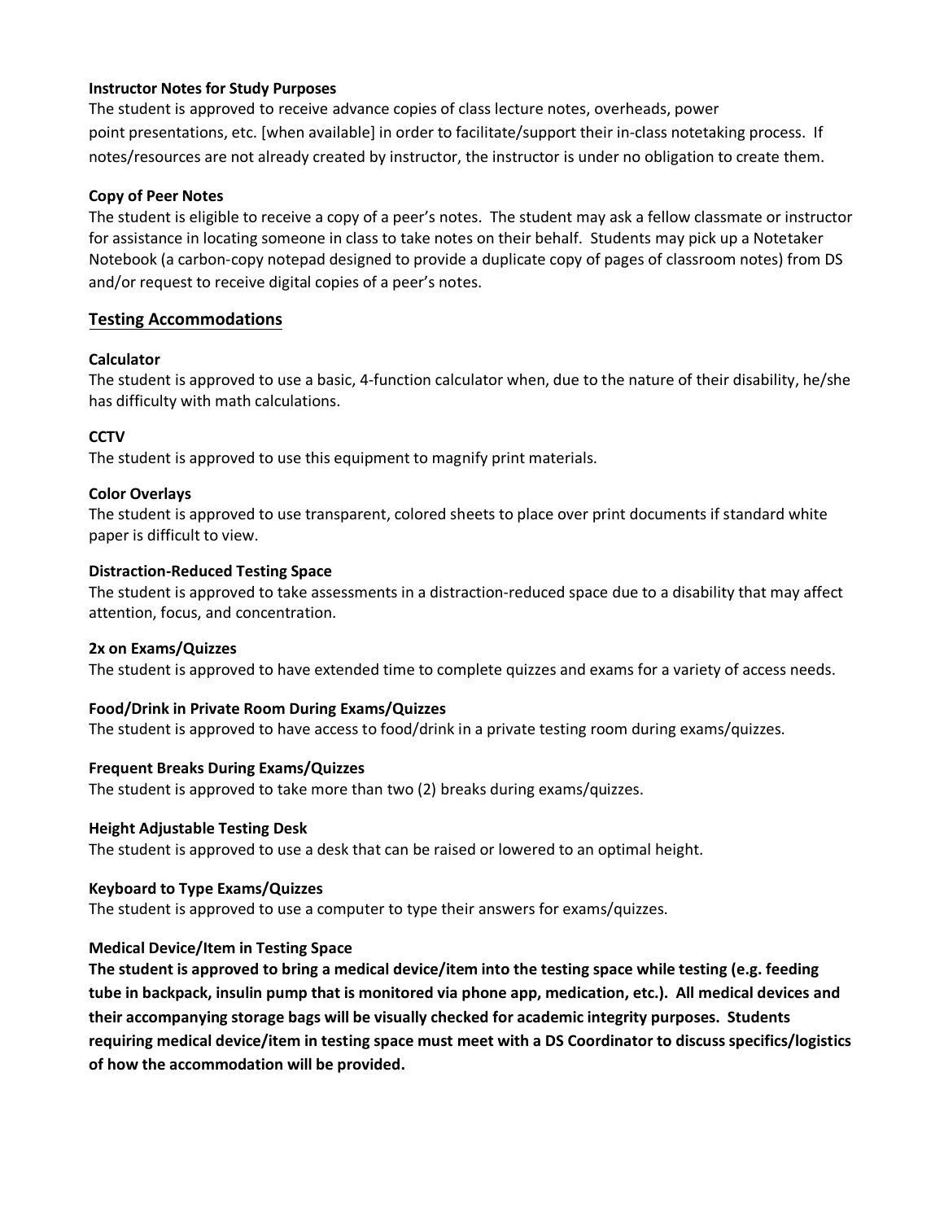**Instructor Notes for Study Purposes**

The student is approved to receive advance copies of class lecture notes, overheads, power point presentations, etc. [when available] in order to facilitate/support their in-class notetaking process. If notes/resources are not already created by instructor, the instructor is under no obligation to create them.

**Copy of Peer Notes**

The student is eligible to receive a copy of a peer's notes. The student may ask a fellow classmate or instructor for assistance in locating someone in class to take notes on their behalf. Students may pick up a Notetaker Notebook (a carbon-copy notepad designed to provide a duplicate copy of pages of classroom notes) from DS and/or request to receive digital copies of a peer's notes.

## Testing Accommodations

**Calculator**

The student is approved to use a basic, 4-function calculator when, due to the nature of their disability, he/she has difficulty with math calculations.

**CCTV**

The student is approved to use this equipment to magnify print materials.

**Color Overlays**

The student is approved to use transparent, colored sheets to place over print documents if standard white paper is difficult to view.

**Distraction-Reduced Testing Space**

The student is approved to take assessments in a distraction-reduced space due to a disability that may affect attention, focus, and concentration.

**2x on Exams/Quizzes**

The student is approved to have extended time to complete quizzes and exams for a variety of access needs.

**Food/Drink in Private Room During Exams/Quizzes**

The student is approved to have access to food/drink in a private testing room during exams/quizzes.

**Frequent Breaks During Exams/Quizzes**

The student is approved to take more than two (2) breaks during exams/quizzes.

**Height Adjustable Testing Desk**

The student is approved to use a desk that can be raised or lowered to an optimal height.

**Keyboard to Type Exams/Quizzes**

The student is approved to use a computer to type their answers for exams/quizzes.

**Medical Device/Item in Testing Space**

**The student is approved to bring a medical device/item into the testing space while testing (e.g. feeding tube in backpack, insulin pump that is monitored via phone app, medication, etc.). All medical devices and their accompanying storage bags will be visually checked for academic integrity purposes. Students requiring medical device/item in testing space must meet with a DS Coordinator to discuss specifics/logistics of how the accommodation will be provided.**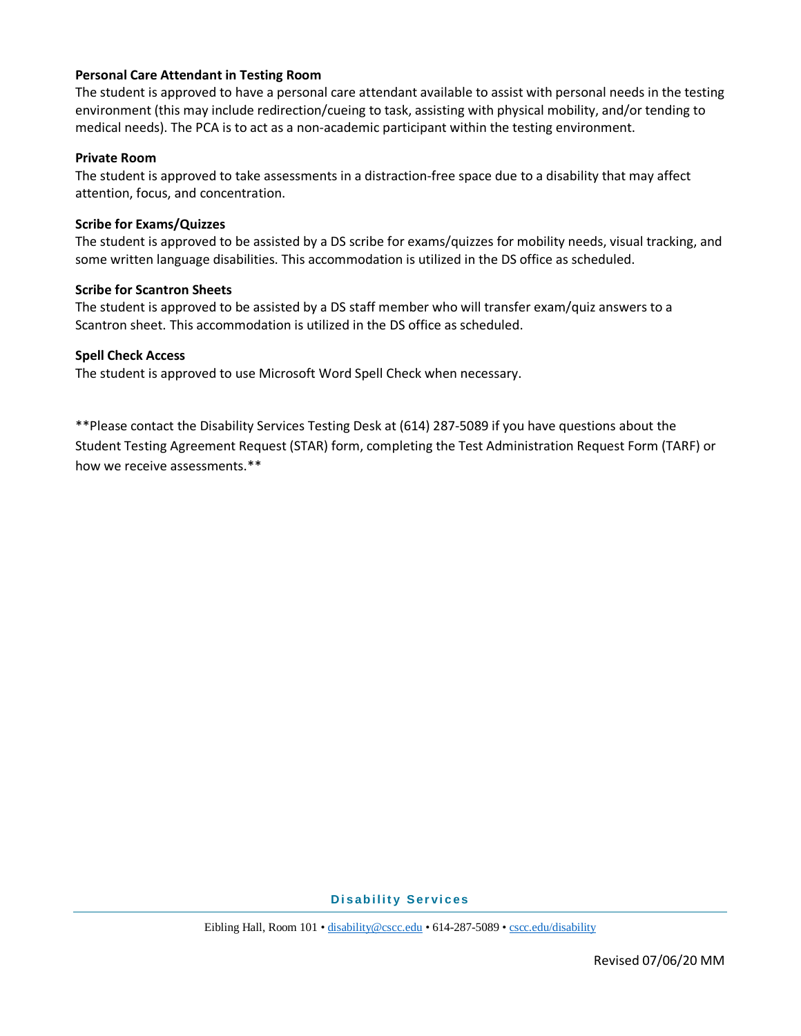**Personal Care Attendant in Testing Room**

The student is approved to have a personal care attendant available to assist with personal needs in the testing environment (this may include redirection/cueing to task, assisting with physical mobility, and/or tending to medical needs). The PCA is to act as a non-academic participant within the testing environment.

**Private Room**

The student is approved to take assessments in a distraction-free space due to a disability that may affect attention, focus, and concentration.

**Scribe for Exams/Quizzes**

The student is approved to be assisted by a DS scribe for exams/quizzes for mobility needs, visual tracking, and some written language disabilities. This accommodation is utilized in the DS office as scheduled.

**Scribe for Scantron Sheets**

The student is approved to be assisted by a DS staff member who will transfer exam/quiz answers to a Scantron sheet. This accommodation is utilized in the DS office as scheduled.

**Spell Check Access**

The student is approved to use Microsoft Word Spell Check when necessary.

**Please contact the Disability Services Testing Desk at (614) 287-5089 if you have questions about the Student Testing Agreement Request (STAR) form, completing the Test Administration Request Form (TARF) or how we receive assessments.**

**Disability Services**

Eibling Hall, Room 101 • disability@cscc.edu • 614-287-5089 • cscc.edu/disability

Revised 07/06/20 MM